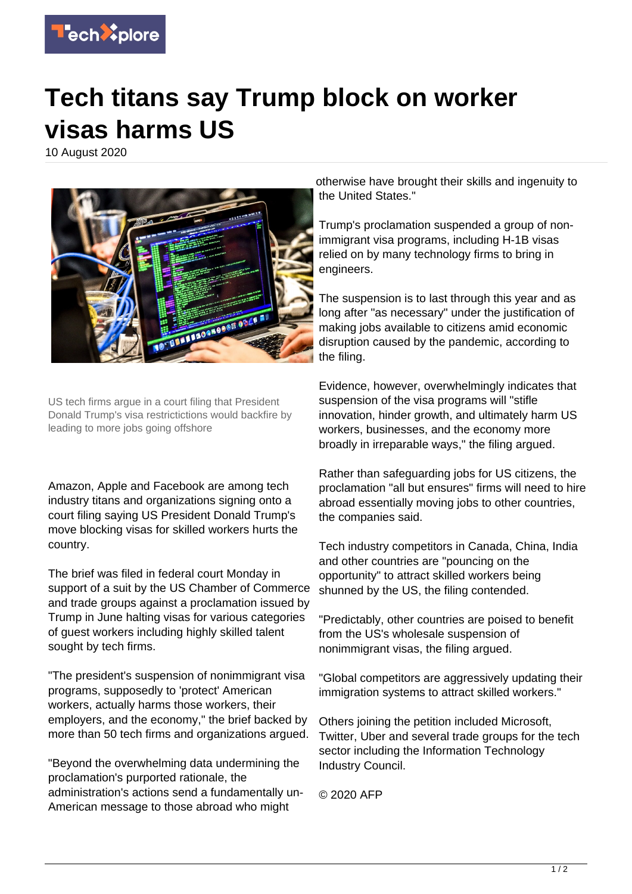# Tech titans say Trump block on worker visas harms US

10 August 2020

US tech firms argue in a court filing that President Donald Trump's visa restrictictions would backfire by leading to more jobs going offshore

Amazon, Apple and Facebook are among tech industry titans and organizations signing onto a court filing saying US President Donald Trump's move blocking visas for skilled workers hurts the country.

The brief was filed in federal court Monday in support of a suit by the US Chamber of Commerce and trade groups against a proclamation issued by Trump in June halting visas for various categories of guest workers including highly skilled talent sought by tech firms.

"The president's suspension of nonimmigrant visa programs, supposedly to 'protect' American workers, actually harms those workers, their employers, and the economy," the brief backed by more than 50 tech firms and organizations argued.

"Beyond the overwhelming data undermining the proclamation's purported rationale, the administration's actions send a fundamentally un-American message to those abroad who might otherwise have brought their skills and ingenuity to the United States."

Trump's proclamation suspended a group of non-immigrant visa programs, including H-1B visas relied on by many technology firms to bring in engineers.

The suspension is to last through this year and as long after "as necessary" under the justification of making jobs available to citizens amid economic disruption caused by the pandemic, according to the filing.

Evidence, however, overwhelmingly indicates that suspension of the visa programs will "stifle innovation, hinder growth, and ultimately harm US workers, businesses, and the economy more broadly in irreparable ways," the filing argued.

Rather than safeguarding jobs for US citizens, the proclamation "all but ensures" firms will need to hire abroad essentially moving jobs to other countries, the companies said.

Tech industry competitors in Canada, China, India and other countries are "pouncing on the opportunity" to attract skilled workers being shunned by the US, the filing contended.

"Predictably, other countries are poised to benefit from the US's wholesale suspension of nonimmigrant visas, the filing argued.

"Global competitors are aggressively updating their immigration systems to attract skilled workers."

Others joining the petition included Microsoft, Twitter, Uber and several trade groups for the tech sector including the Information Technology Industry Council.

© 2020 AFP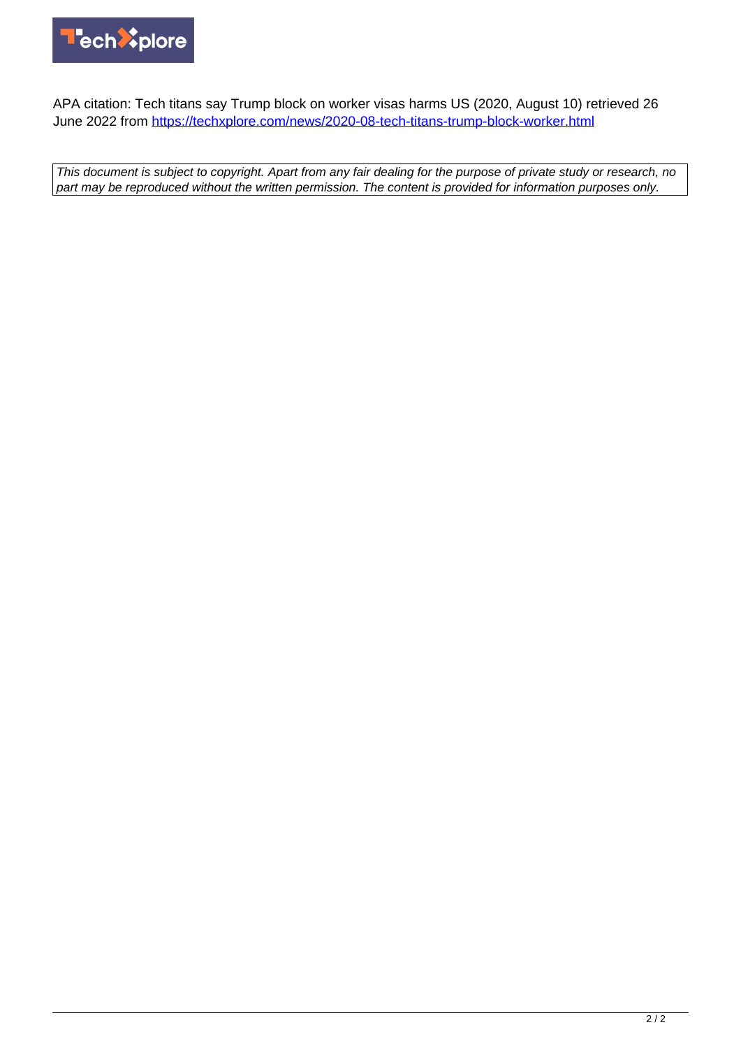APA citation: Tech titans say Trump block on worker visas harms US (2020, August 10) retrieved 26 June 2022 from https://techxplore.com/news/2020-08-tech-titans-trump-block-worker.html

*This document is subject to copyright. Apart from any fair dealing for the purpose of private study or research, no part may be reproduced without the written permission. The content is provided for information purposes only.*